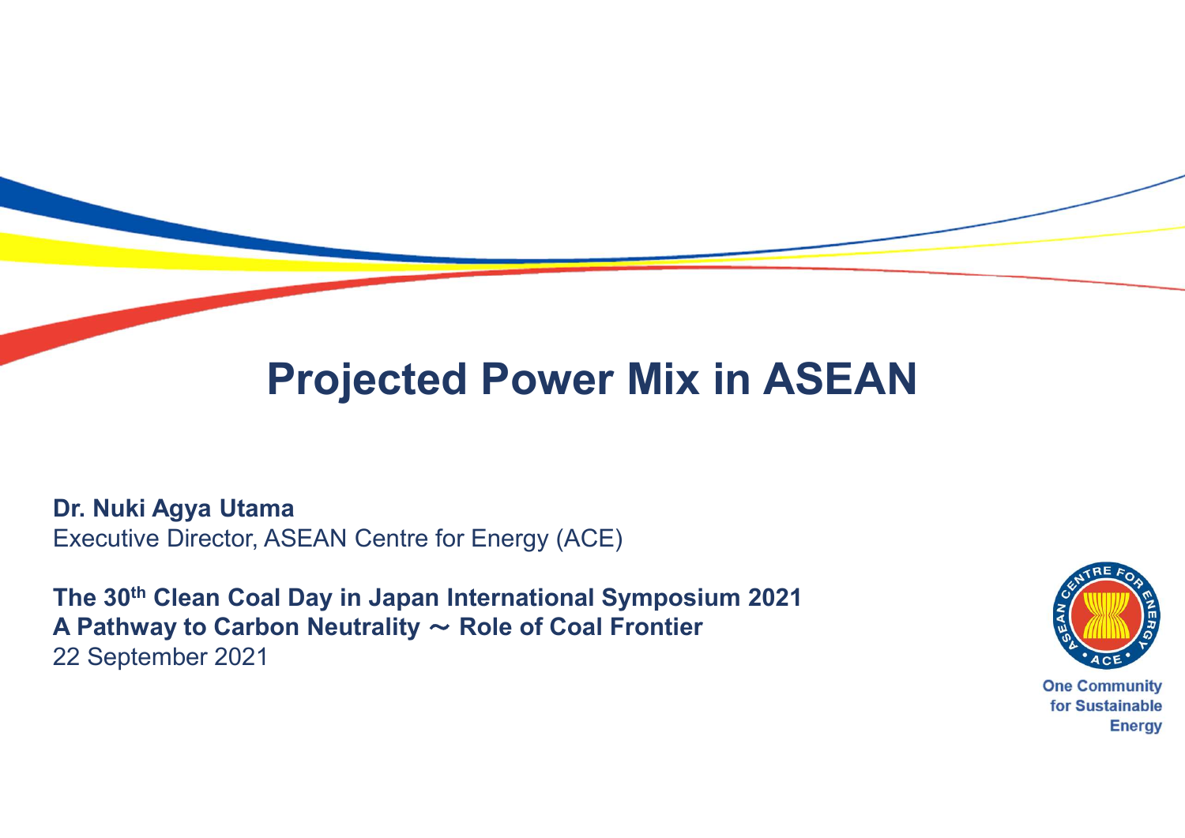# Projected Power Mix in ASEAN

**Dr. Nuki Agya Utama**
Executive Director, ASEAN Centre for Energy (ACE)

**The 30th Clean Coal Day in Japan International Symposium 2021**
**A Pathway to Carbon Neutrality ～ Role of Coal Frontier**
22 September 2021

One Community for Sustainable Energy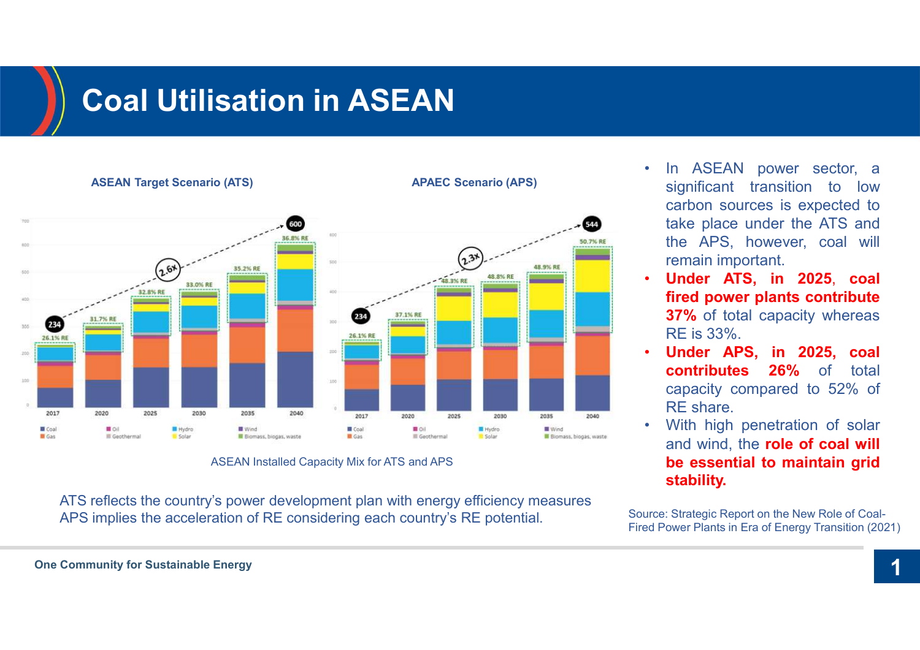# Coal Utilisation in ASEAN

**ASEAN Target Scenario (ATS)** | **APAEC Scenario (APS)**

ASEAN Installed Capacity Mix for ATS and APS

ATS reflects the country's power development plan with energy efficiency measures
APS implies the acceleration of RE considering each country's RE potential.

- In ASEAN power sector, a significant transition to low carbon sources is expected to take place under the ATS and the APS, however, coal will remain important.
- **Under ATS, in 2025, coal fired power plants contribute 37%** of total capacity whereas RE is 33%.
- **Under APS, in 2025, coal contributes 26%** of total capacity compared to 52% of RE share.
- With high penetration of solar and wind, the **role of coal will be essential to maintain grid stability.**

Source: Strategic Report on the New Role of Coal-Fired Power Plants in Era of Energy Transition (2021)

One Community for Sustainable Energy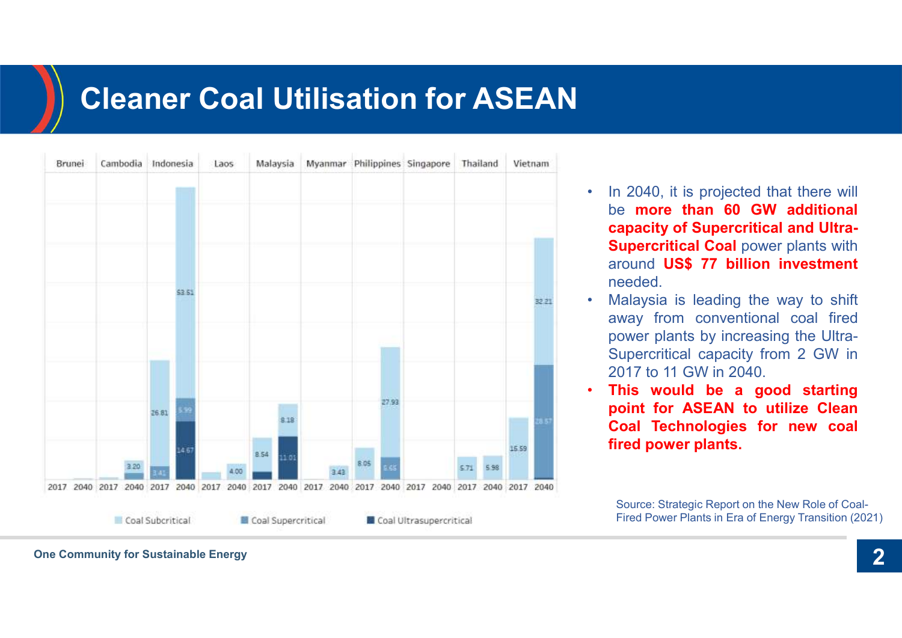# Cleaner Coal Utilisation for ASEAN

| | Brunei | | Cambodia | | Indonesia | | Laos | | Malaysia | | Myanmar | | Philippines | | Singapore | | Thailand | | Vietnam | |
|---|---|---|---|---|---|---|---|---|---|---|---|---|---|---|---|---|---|---|---|---|
| | 2017 | 2040 | 2017 | 2040 | 2017 | 2040 | 2017 | 2040 | 2017 | 2040 | 2017 | 2040 | 2017 | 2040 | 2017 | 2040 | 2017 | 2040 | 2017 | 2040 |
| Coal Subcritical | | | | 3.20 | 26.81 | 53.51 | | 4.00 | 8.54 | 8.18 | | 3.43 | 8.05 | 27.93 | | | 5.71 | 5.98 | 15.59 | 32.21 |
| Coal Supercritical | | | | | 3.41 | 5.99 | | | | | | | | 5.66 | | | | | | 28.57 |
| Coal Ultrasupercritical | | | | | | 14.67 | | | | 11.01 | | | | | | | | | | |

- In 2040, it is projected that there will be **more than 60 GW additional capacity of Supercritical and Ultra-Supercritical Coal** power plants with around **US$ 77 billion investment** needed.
- Malaysia is leading the way to shift away from conventional coal fired power plants by increasing the Ultra-Supercritical capacity from 2 GW in 2017 to 11 GW in 2040.
- **This would be a good starting point for ASEAN to utilize Clean Coal Technologies for new coal fired power plants.**

Source: Strategic Report on the New Role of Coal-Fired Power Plants in Era of Energy Transition (2021)

One Community for Sustainable Energy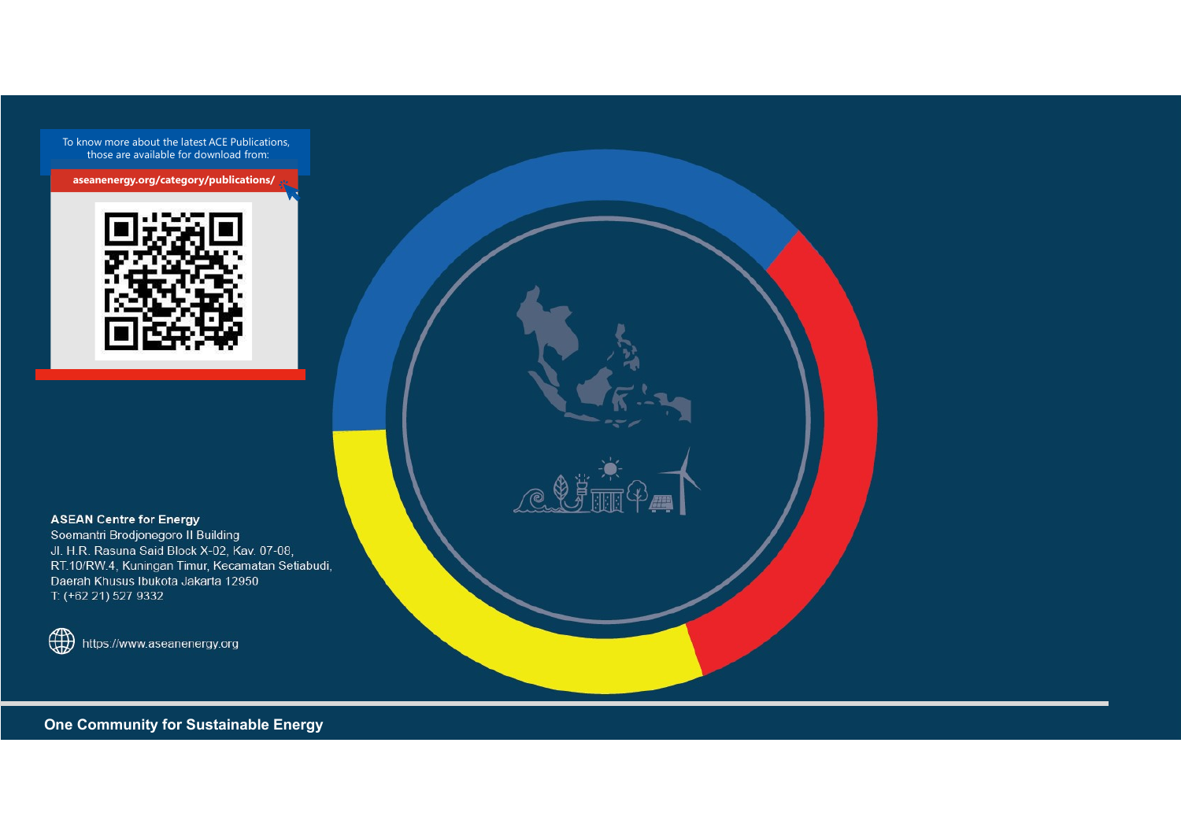To know more about the latest ACE Publications, those are available for download from:

aseanenergy.org/category/publications/

**ASEAN Centre for Energy**
Soemantri Brodjonegoro II Building
Jl. H.R. Rasuna Said Block X-02, Kav. 07-08,
RT.10/RW.4, Kuningan Timur, Kecamatan Setiabudi,
Daerah Khusus Ibukota Jakarta 12950
T: (+62 21) 527 9332

https://www.aseanenergy.org

**One Community for Sustainable Energy**